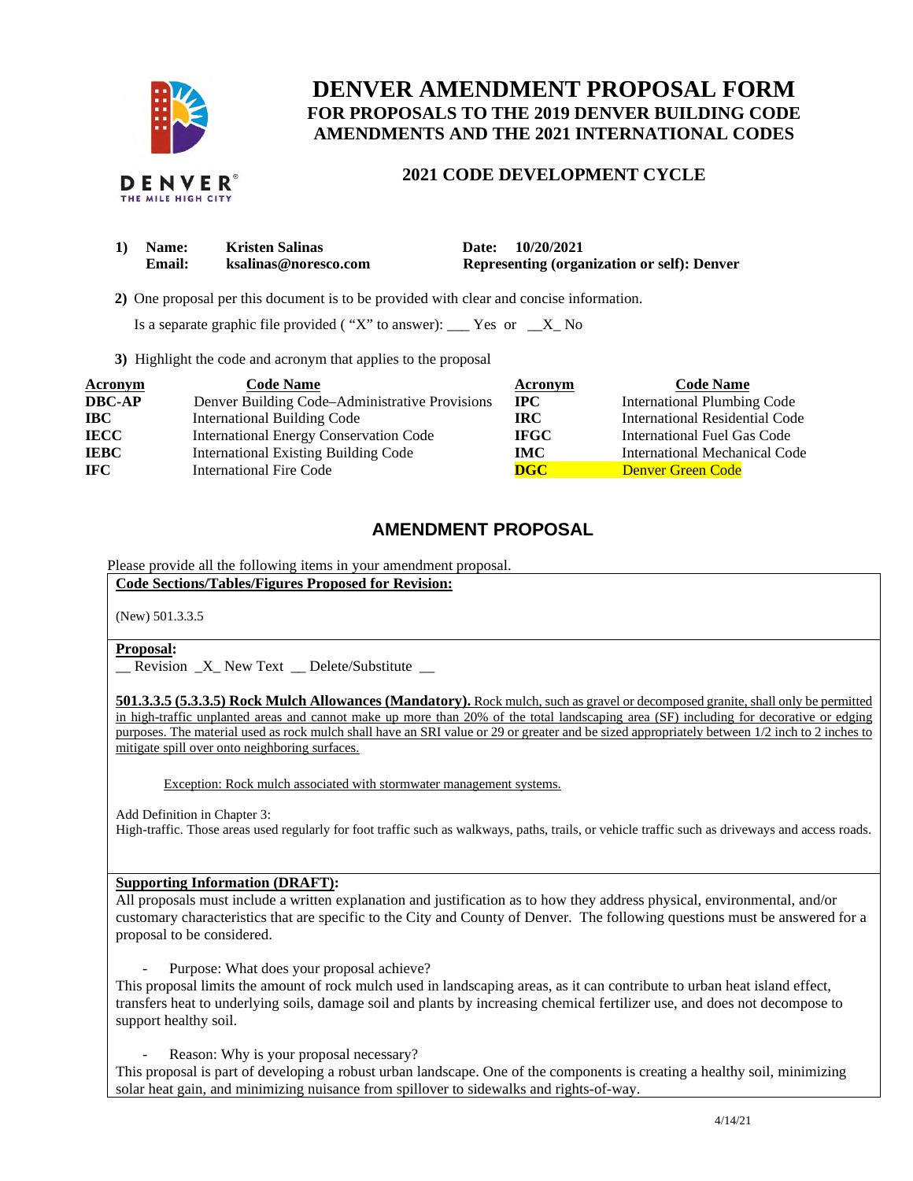# DENVER AMENDMENT PROPOSAL FORM

## FOR PROPOSALS TO THE 2019 DENVER BUILDING CODE AMENDMENTS AND THE 2021 INTERNATIONAL CODES

### 2021 CODE DEVELOPMENT CYCLE

**1) Name:** Kristen Salinas **Date:** 10/20/2021
**Email:** ksalinas@noresco.com **Representing (organization or self):** Denver

**2)** One proposal per this document is to be provided with clear and concise information.

Is a separate graphic file provided ( "X" to answer): ___ Yes or __X_ No

**3)** Highlight the code and acronym that applies to the proposal

| Acronym | Code Name | Acronym | Code Name |
|---|---|---|---|
| **DBC-AP** | Denver Building Code–Administrative Provisions | **IPC** | International Plumbing Code |
| **IBC** | International Building Code | **IRC** | International Residential Code |
| **IECC** | International Energy Conservation Code | **IFGC** | International Fuel Gas Code |
| **IEBC** | International Existing Building Code | **IMC** | International Mechanical Code |
| **IFC** | International Fire Code | **DGC** | Denver Green Code |

## AMENDMENT PROPOSAL

Please provide all the following items in your amendment proposal.

**Code Sections/Tables/Figures Proposed for Revision:**

(New) 501.3.3.5

**Proposal:**

__ Revision _X_ New Text __ Delete/Substitute __

**501.3.3.5 (5.3.3.5) Rock Mulch Allowances (Mandatory).** Rock mulch, such as gravel or decomposed granite, shall only be permitted in high-traffic unplanted areas and cannot make up more than 20% of the total landscaping area (SF) including for decorative or edging purposes. The material used as rock mulch shall have an SRI value or 29 or greater and be sized appropriately between 1/2 inch to 2 inches to mitigate spill over onto neighboring surfaces.

Exception: Rock mulch associated with stormwater management systems.

Add Definition in Chapter 3:
High-traffic. Those areas used regularly for foot traffic such as walkways, paths, trails, or vehicle traffic such as driveways and access roads.

**Supporting Information (DRAFT):**

All proposals must include a written explanation and justification as to how they address physical, environmental, and/or customary characteristics that are specific to the City and County of Denver. The following questions must be answered for a proposal to be considered.

- Purpose: What does your proposal achieve?

This proposal limits the amount of rock mulch used in landscaping areas, as it can contribute to urban heat island effect, transfers heat to underlying soils, damage soil and plants by increasing chemical fertilizer use, and does not decompose to support healthy soil.

- Reason: Why is your proposal necessary?

This proposal is part of developing a robust urban landscape. One of the components is creating a healthy soil, minimizing solar heat gain, and minimizing nuisance from spillover to sidewalks and rights-of-way.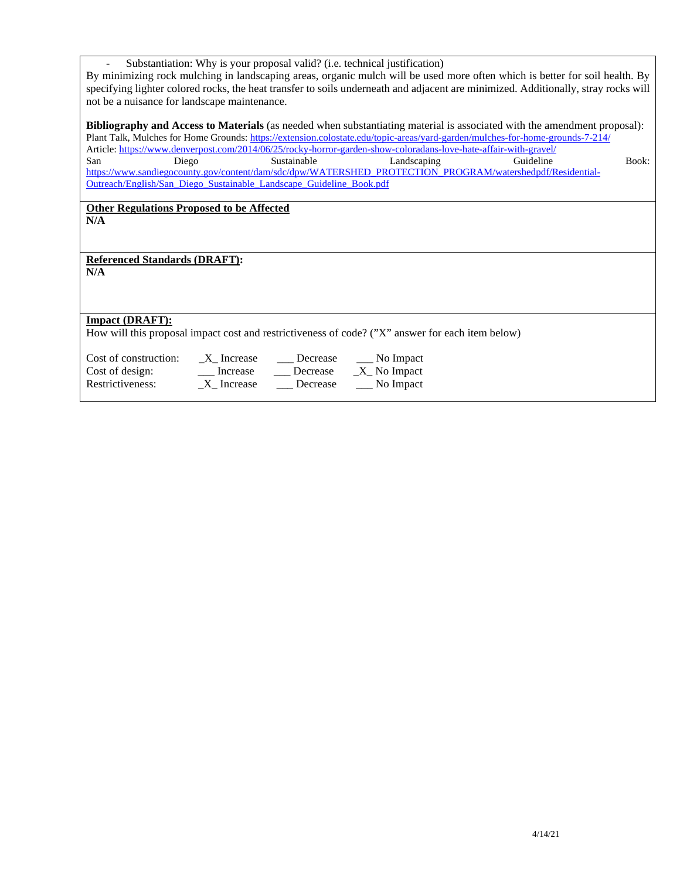- Substantiation: Why is your proposal valid? (i.e. technical justification)

By minimizing rock mulching in landscaping areas, organic mulch will be used more often which is better for soil health. By specifying lighter colored rocks, the heat transfer to soils underneath and adjacent are minimized. Additionally, stray rocks will not be a nuisance for landscape maintenance.

**Bibliography and Access to Materials** (as needed when substantiating material is associated with the amendment proposal):
Plant Talk, Mulches for Home Grounds: https://extension.colostate.edu/topic-areas/yard-garden/mulches-for-home-grounds-7-214/
Article: https://www.denverpost.com/2014/06/25/rocky-horror-garden-show-coloradans-love-hate-affair-with-gravel/
San Diego Sustainable Landscaping Guideline Book: https://www.sandiegocounty.gov/content/dam/sdc/dpw/WATERSHED_PROTECTION_PROGRAM/watershedpdf/Residential-Outreach/English/San_Diego_Sustainable_Landscape_Guideline_Book.pdf

**Other Regulations Proposed to be Affected**
**N/A**

**Referenced Standards (DRAFT):**
**N/A**

**Impact (DRAFT):**
How will this proposal impact cost and restrictiveness of code? ("X" answer for each item below)

| | | | |
|---|---|---|---|
| Cost of construction: | _X_ Increase | ___ Decrease | ___ No Impact |
| Cost of design: | ___ Increase | ___ Decrease | _X_ No Impact |
| Restrictiveness: | _X_ Increase | ___ Decrease | ___ No Impact |